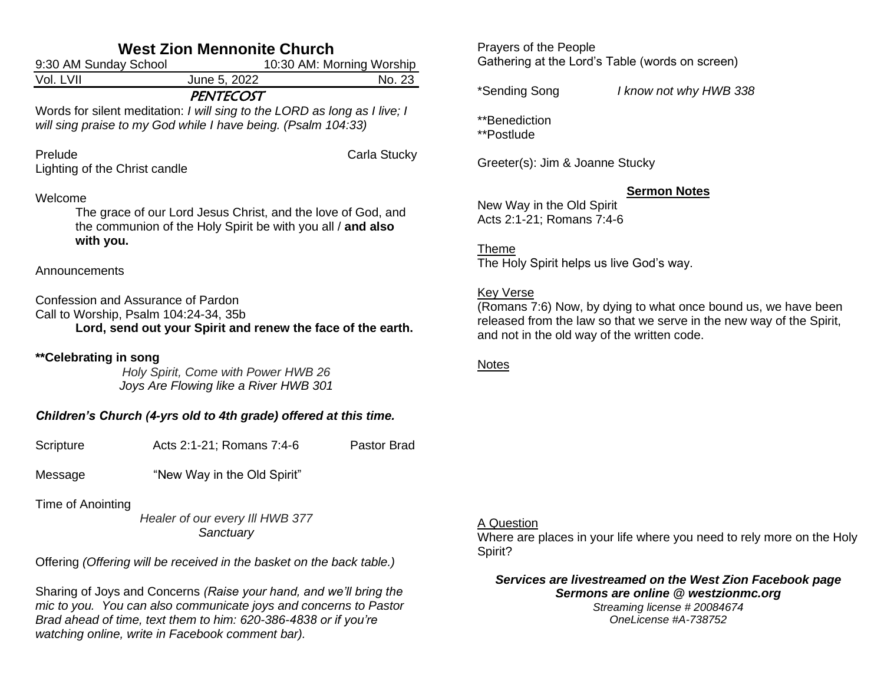# West Zion Mennonite Church

9:30 AM Sunday School　　　　10:30 AM: Morning Worship

Vol. LVII　　　　June 5, 2022　　　　No. 23

## PENTECOST

Words for silent meditation: *I will sing to the LORD as long as I live; I will sing praise to my God while I have being. (Psalm 104:33)*

Prelude　　　　Carla Stucky

Lighting of the Christ candle

Welcome

> The grace of our Lord Jesus Christ, and the love of God, and the communion of the Holy Spirit be with you all / **and also with you.**

Announcements

Confession and Assurance of Pardon

Call to Worship, Psalm 104:24-34, 35b

> **Lord, send out your Spirit and renew the face of the earth.**

**\*\*Celebrating in song**

> *Holy Spirit, Come with Power HWB 26*
>
> *Joys Are Flowing like a River HWB 301*

***Children's Church (4-yrs old to 4th grade) offered at this time.***

Scripture　　　　Acts 2:1-21; Romans 7:4-6　　　　Pastor Brad

Message　　　　"New Way in the Old Spirit"

Time of Anointing

> *Healer of our every Ill HWB 377*
>
> *Sanctuary*

Offering *(Offering will be received in the basket on the back table.)*

Sharing of Joys and Concerns *(Raise your hand, and we'll bring the mic to you. You can also communicate joys and concerns to Pastor Brad ahead of time, text them to him: 620-386-4838 or if you're watching online, write in Facebook comment bar).*

Prayers of the People

Gathering at the Lord's Table (words on screen)

\*Sending Song　　　　*I know not why HWB 338*

\*\*Benediction

\*\*Postlude

Greeter(s): Jim & Joanne Stucky

## Sermon Notes

New Way in the Old Spirit

Acts 2:1-21; Romans 7:4-6

Theme

The Holy Spirit helps us live God's way.

Key Verse

(Romans 7:6) Now, by dying to what once bound us, we have been released from the law so that we serve in the new way of the Spirit, and not in the old way of the written code.

Notes

A Question

Where are places in your life where you need to rely more on the Holy Spirit?

***Services are livestreamed on the West Zion Facebook page***

***Sermons are online @ westzionmc.org***

*Streaming license # 20084674*

*OneLicense #A-738752*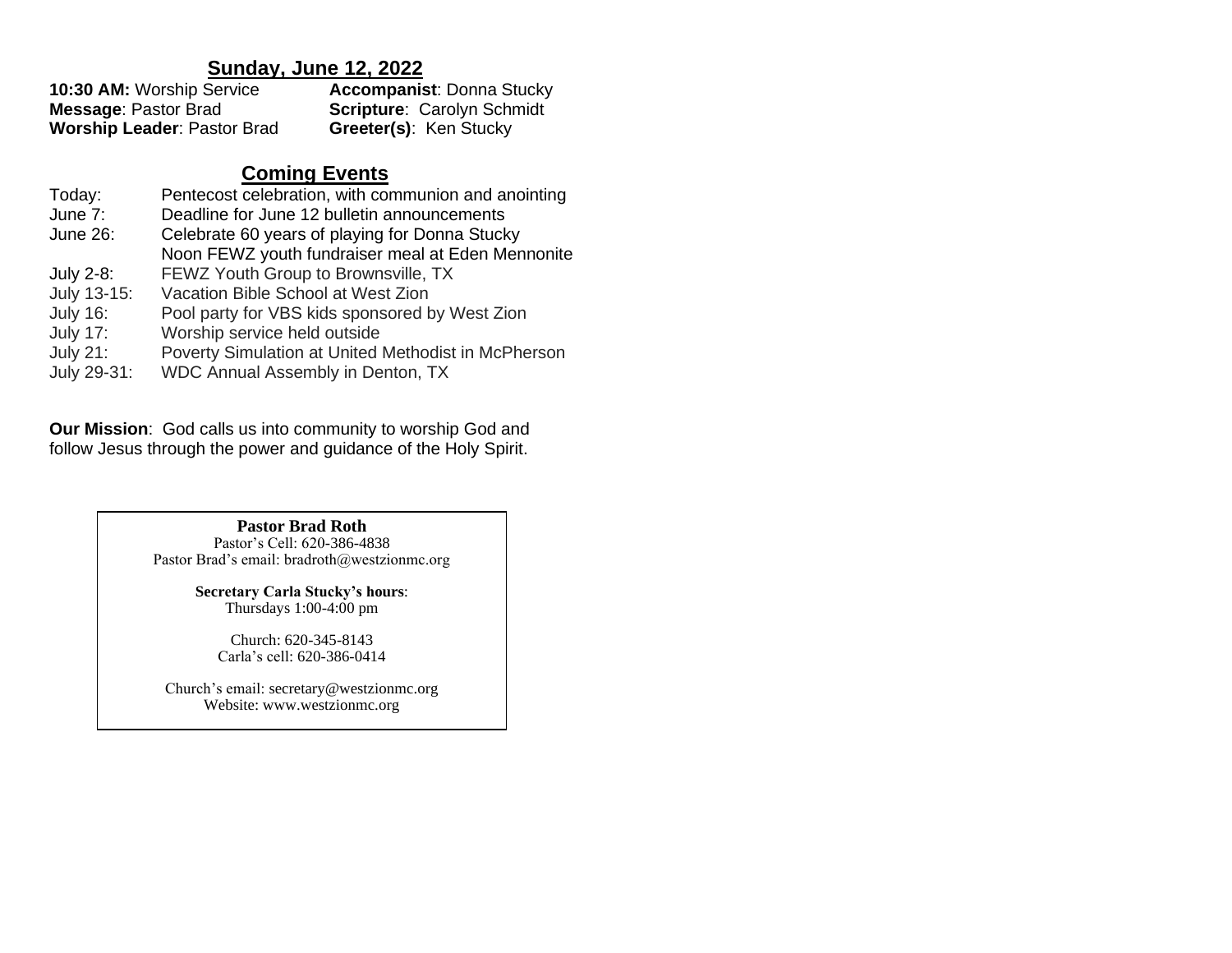## Sunday, June 12, 2022

| | |
|---|---|
| **10:30 AM:** Worship Service | **Accompanist**: Donna Stucky |
| **Message**: Pastor Brad | **Scripture**: Carolyn Schmidt |
| **Worship Leader**: Pastor Brad | **Greeter(s)**: Ken Stucky |

## Coming Events

| | |
|---|---|
| Today: | Pentecost celebration, with communion and anointing |
| June 7: | Deadline for June 12 bulletin announcements |
| June 26: | Celebrate 60 years of playing for Donna Stucky |
| | Noon FEWZ youth fundraiser meal at Eden Mennonite |
| July 2-8: | FEWZ Youth Group to Brownsville, TX |
| July 13-15: | Vacation Bible School at West Zion |
| July 16: | Pool party for VBS kids sponsored by West Zion |
| July 17: | Worship service held outside |
| July 21: | Poverty Simulation at United Methodist in McPherson |
| July 29-31: | WDC Annual Assembly in Denton, TX |

**Our Mission**: God calls us into community to worship God and follow Jesus through the power and guidance of the Holy Spirit.

**Pastor Brad Roth**
Pastor's Cell: 620-386-4838
Pastor Brad's email: bradroth@westzionmc.org

**Secretary Carla Stucky's hours**:
Thursdays 1:00-4:00 pm

Church: 620-345-8143
Carla's cell: 620-386-0414

Church's email: secretary@westzionmc.org
Website: www.westzionmc.org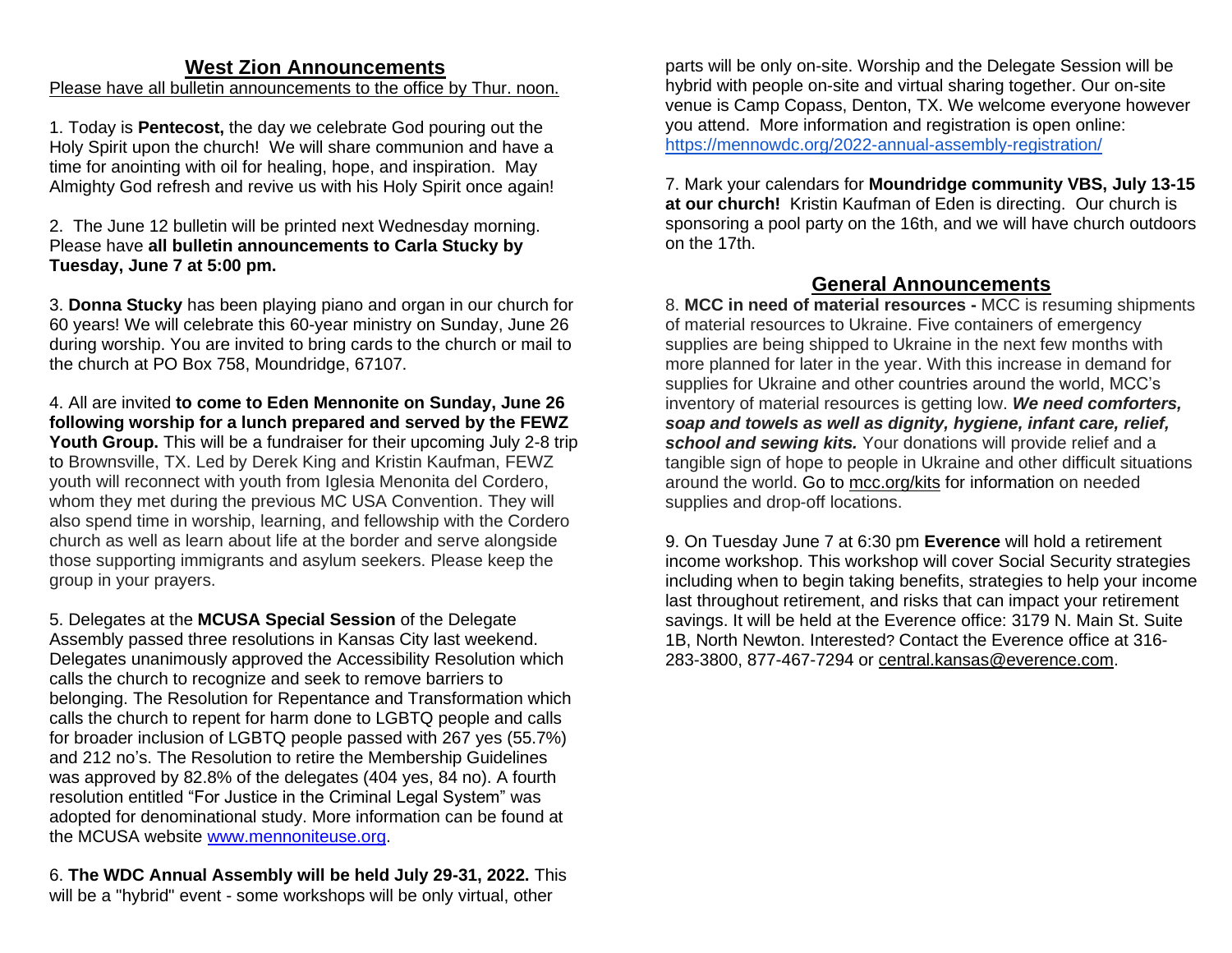## West Zion Announcements

Please have all bulletin announcements to the office by Thur. noon.

1. Today is **Pentecost,** the day we celebrate God pouring out the Holy Spirit upon the church! We will share communion and have a time for anointing with oil for healing, hope, and inspiration. May Almighty God refresh and revive us with his Holy Spirit once again!

2. The June 12 bulletin will be printed next Wednesday morning. Please have **all bulletin announcements to Carla Stucky by Tuesday, June 7 at 5:00 pm.**

3. **Donna Stucky** has been playing piano and organ in our church for 60 years! We will celebrate this 60-year ministry on Sunday, June 26 during worship. You are invited to bring cards to the church or mail to the church at PO Box 758, Moundridge, 67107.

4. All are invited **to come to Eden Mennonite on Sunday, June 26 following worship for a lunch prepared and served by the FEWZ Youth Group.** This will be a fundraiser for their upcoming July 2-8 trip to Brownsville, TX. Led by Derek King and Kristin Kaufman, FEWZ youth will reconnect with youth from Iglesia Menonita del Cordero, whom they met during the previous MC USA Convention. They will also spend time in worship, learning, and fellowship with the Cordero church as well as learn about life at the border and serve alongside those supporting immigrants and asylum seekers. Please keep the group in your prayers.

5. Delegates at the **MCUSA Special Session** of the Delegate Assembly passed three resolutions in Kansas City last weekend. Delegates unanimously approved the Accessibility Resolution which calls the church to recognize and seek to remove barriers to belonging. The Resolution for Repentance and Transformation which calls the church to repent for harm done to LGBTQ people and calls for broader inclusion of LGBTQ people passed with 267 yes (55.7%) and 212 no's. The Resolution to retire the Membership Guidelines was approved by 82.8% of the delegates (404 yes, 84 no). A fourth resolution entitled "For Justice in the Criminal Legal System" was adopted for denominational study. More information can be found at the MCUSA website www.mennoniteuse.org.

6. **The WDC Annual Assembly will be held July 29-31, 2022.** This will be a "hybrid" event - some workshops will be only virtual, other parts will be only on-site. Worship and the Delegate Session will be hybrid with people on-site and virtual sharing together. Our on-site venue is Camp Copass, Denton, TX. We welcome everyone however you attend. More information and registration is open online: https://mennowdc.org/2022-annual-assembly-registration/

7. Mark your calendars for **Moundridge community VBS, July 13-15 at our church!** Kristin Kaufman of Eden is directing. Our church is sponsoring a pool party on the 16th, and we will have church outdoors on the 17th.

## General Announcements

8. **MCC in need of material resources -** MCC is resuming shipments of material resources to Ukraine. Five containers of emergency supplies are being shipped to Ukraine in the next few months with more planned for later in the year. With this increase in demand for supplies for Ukraine and other countries around the world, MCC's inventory of material resources is getting low. ***We need comforters, soap and towels as well as dignity, hygiene, infant care, relief, school and sewing kits.*** Your donations will provide relief and a tangible sign of hope to people in Ukraine and other difficult situations around the world. Go to mcc.org/kits for information on needed supplies and drop-off locations.

9. On Tuesday June 7 at 6:30 pm **Everence** will hold a retirement income workshop. This workshop will cover Social Security strategies including when to begin taking benefits, strategies to help your income last throughout retirement, and risks that can impact your retirement savings. It will be held at the Everence office: 3179 N. Main St. Suite 1B, North Newton. Interested? Contact the Everence office at 316-283-3800, 877-467-7294 or central.kansas@everence.com.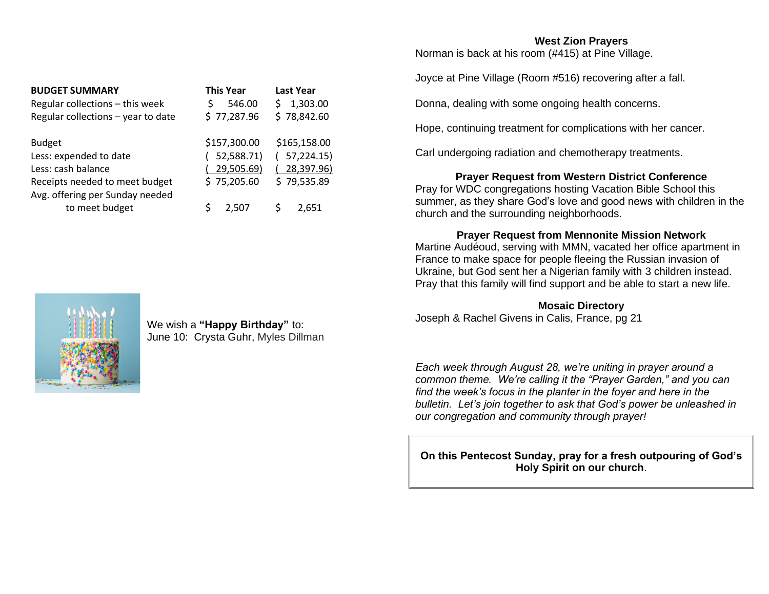| BUDGET SUMMARY | This Year | Last Year |
| --- | --- | --- |
| Regular collections – this week | $ 546.00 | $ 1,303.00 |
| Regular collections – year to date | $ 77,287.96 | $ 78,842.60 |
| | | |
| Budget | $157,300.00 | $165,158.00 |
| Less: expended to date | ( 52,588.71) | ( 57,224.15) |
| Less: cash balance | ( 29,505.69) | ( 28,397.96) |
| Receipts needed to meet budget | $ 75,205.60 | $ 79,535.89 |
| Avg. offering per Sunday needed to meet budget | $ 2,507 | $ 2,651 |

We wish a **"Happy Birthday"** to:
June 10: Crysta Guhr, Myles Dillman

**West Zion Prayers**

Norman is back at his room (#415) at Pine Village.

Joyce at Pine Village (Room #516) recovering after a fall.

Donna, dealing with some ongoing health concerns.

Hope, continuing treatment for complications with her cancer.

Carl undergoing radiation and chemotherapy treatments.

**Prayer Request from Western District Conference**

Pray for WDC congregations hosting Vacation Bible School this summer, as they share God's love and good news with children in the church and the surrounding neighborhoods.

**Prayer Request from Mennonite Mission Network**

Martine Audéoud, serving with MMN, vacated her office apartment in France to make space for people fleeing the Russian invasion of Ukraine, but God sent her a Nigerian family with 3 children instead. Pray that this family will find support and be able to start a new life.

**Mosaic Directory**

Joseph & Rachel Givens in Calis, France, pg 21

*Each week through August 28, we're uniting in prayer around a common theme. We're calling it the "Prayer Garden," and you can find the week's focus in the planter in the foyer and here in the bulletin. Let's join together to ask that God's power be unleashed in our congregation and community through prayer!*

**On this Pentecost Sunday, pray for a fresh outpouring of God's Holy Spirit on our church**.